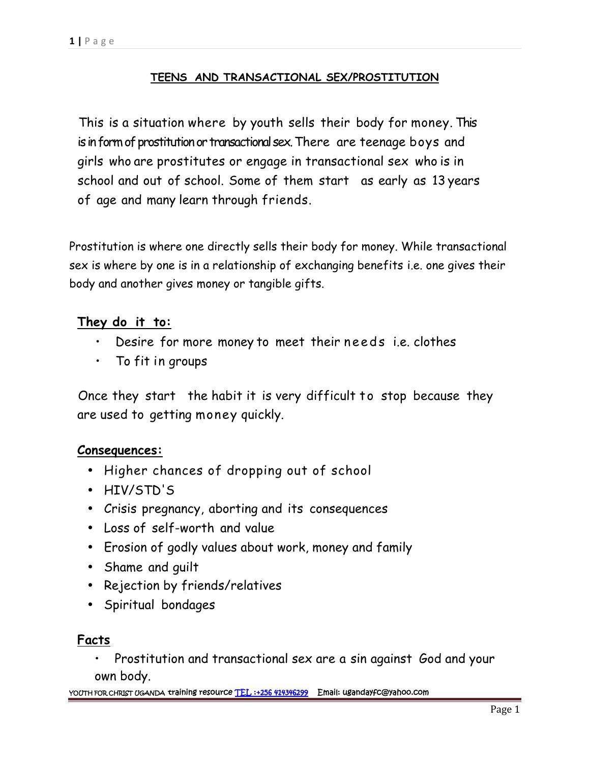## TEENS AND TRANSACTIONAL SEX/PROSTITUTION

This is a situation where by youth sells their body for money. This is in form of prostitution or transactional sex. There are teenage boys and girls who are prostitutes or engage in transactional sex who is in school and out of school. Some of them start as early as 13 years of age and many learn through friends.

Prostitution is where one directly sells their body for money. While transactional sex is where by one is in a relationship of exchanging benefits i.e. one gives their body and another gives money or tangible gifts.

**They do it to:**

- Desire for more money to meet their needs i.e. clothes
- To fit in groups

Once they start the habit it is very difficult to stop because they are used to getting money quickly.

**Consequences:**

- Higher chances of dropping out of school
- HIV/STD'S
- Crisis pregnancy, aborting and its consequences
- Loss of self-worth and value
- Erosion of godly values about work, money and family
- Shame and guilt
- Rejection by friends/relatives
- Spiritual bondages

**Facts**

- Prostitution and transactional sex are a sin against God and your own body.

YOUTH FOR CHRIST UGANDA training resource TEL :+256 414346299 Email: ugandayfc@yahoo.com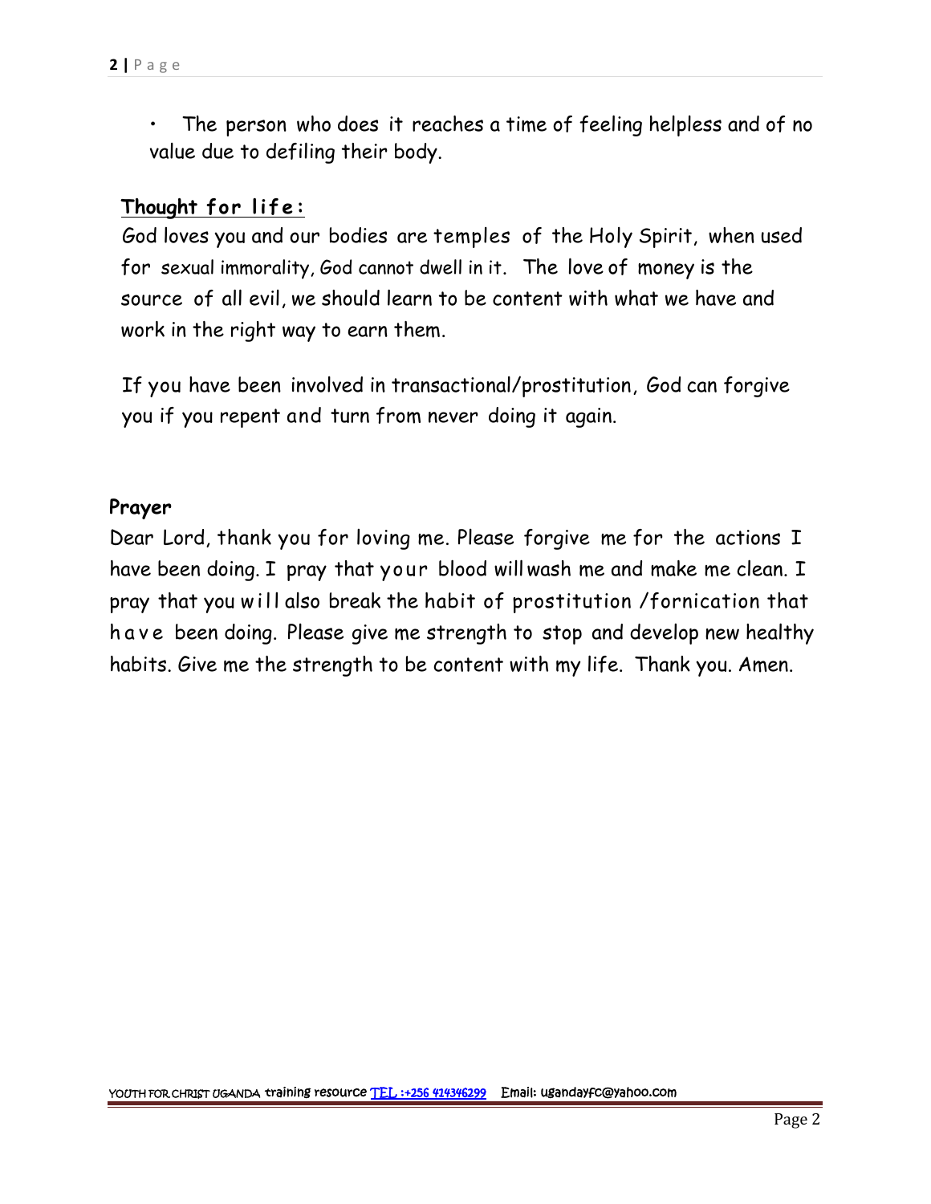- The person who does it reaches a time of feeling helpless and of no value due to defiling their body.

**Thought for life:**

God loves you and our bodies are temples of the Holy Spirit, when used for sexual immorality, God cannot dwell in it. The love of money is the source of all evil, we should learn to be content with what we have and work in the right way to earn them.

If you have been involved in transactional/prostitution, God can forgive you if you repent and turn from never doing it again.

**Prayer**

Dear Lord, thank you for loving me. Please forgive me for the actions I have been doing. I pray that your blood will wash me and make me clean. I pray that you will also break the habit of prostitution /fornication that have been doing. Please give me strength to stop and develop new healthy habits. Give me the strength to be content with my life. Thank you. Amen.